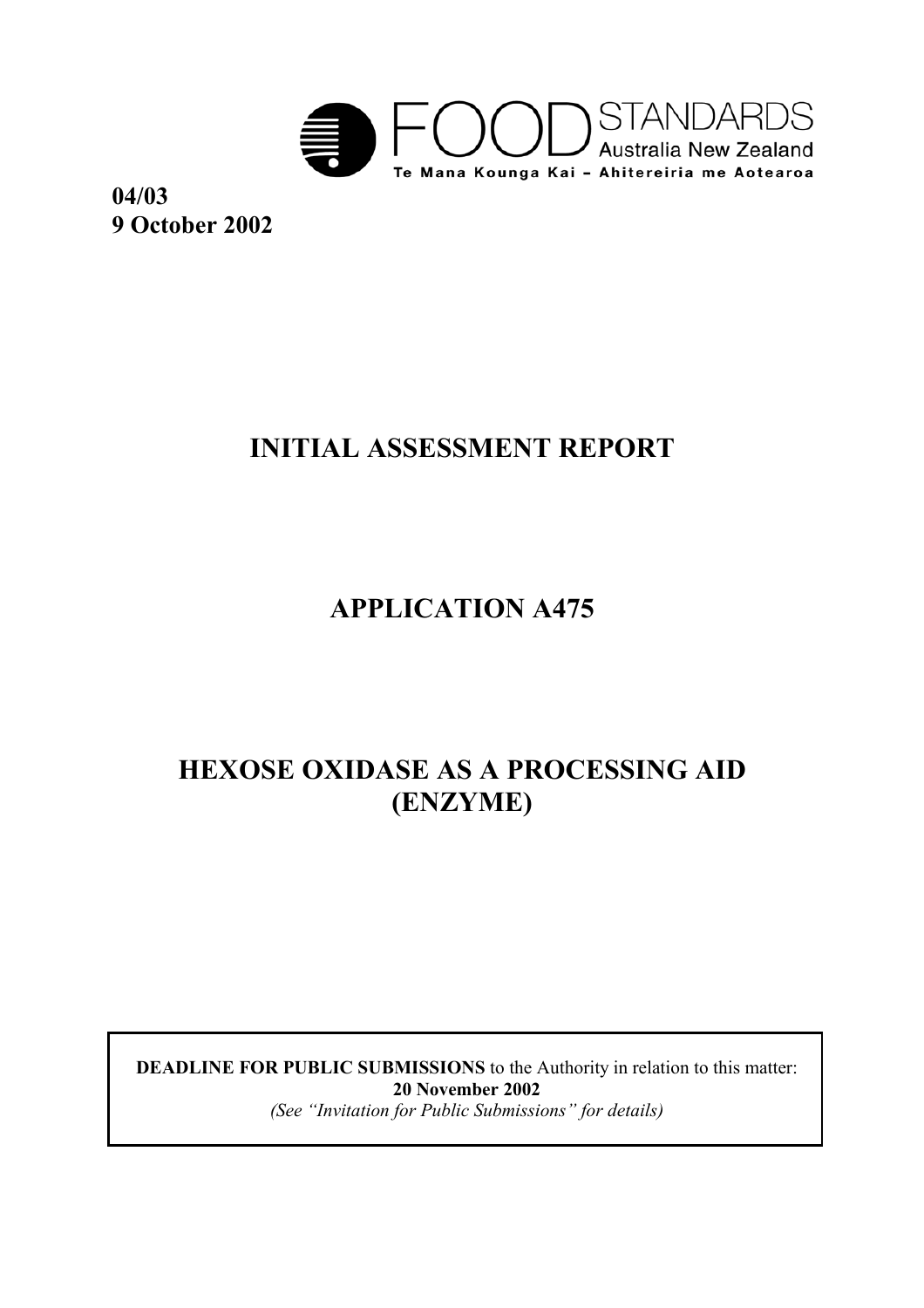FOOD STANDARDS Australia New Zealand

Te Mana Kounga Kai – Ahitereiria me Aotearoa

**04/03**
**9 October 2002**

# INITIAL ASSESSMENT REPORT

# APPLICATION A475

# HEXOSE OXIDASE AS A PROCESSING AID (ENZYME)

**DEADLINE FOR PUBLIC SUBMISSIONS** to the Authority in relation to this matter:
**20 November 2002**
*(See "Invitation for Public Submissions" for details)*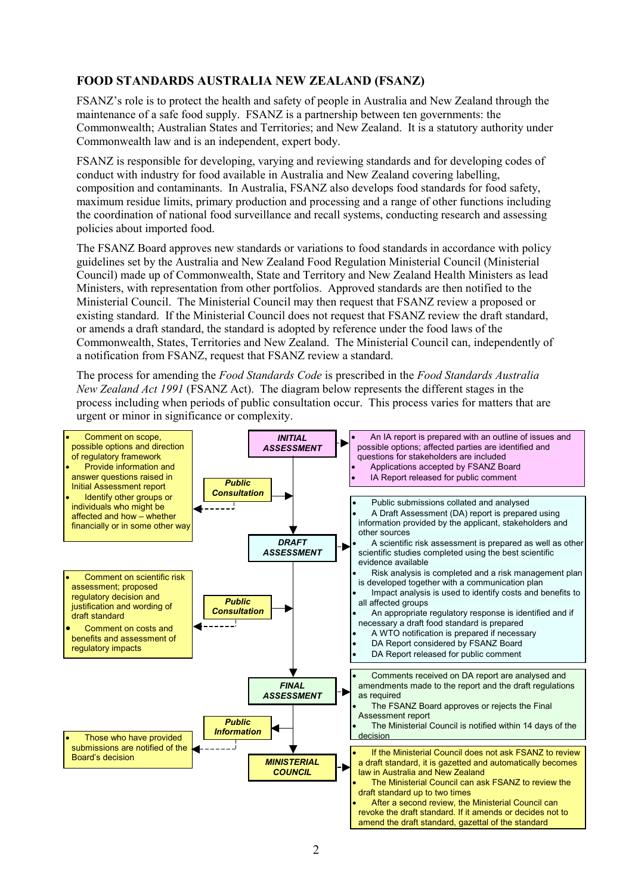## FOOD STANDARDS AUSTRALIA NEW ZEALAND (FSANZ)

FSANZ's role is to protect the health and safety of people in Australia and New Zealand through the maintenance of a safe food supply. FSANZ is a partnership between ten governments: the Commonwealth; Australian States and Territories; and New Zealand. It is a statutory authority under Commonwealth law and is an independent, expert body.

FSANZ is responsible for developing, varying and reviewing standards and for developing codes of conduct with industry for food available in Australia and New Zealand covering labelling, composition and contaminants. In Australia, FSANZ also develops food standards for food safety, maximum residue limits, primary production and processing and a range of other functions including the coordination of national food surveillance and recall systems, conducting research and assessing policies about imported food.

The FSANZ Board approves new standards or variations to food standards in accordance with policy guidelines set by the Australia and New Zealand Food Regulation Ministerial Council (Ministerial Council) made up of Commonwealth, State and Territory and New Zealand Health Ministers as lead Ministers, with representation from other portfolios. Approved standards are then notified to the Ministerial Council. The Ministerial Council may then request that FSANZ review a proposed or existing standard. If the Ministerial Council does not request that FSANZ review the draft standard, or amends a draft standard, the standard is adopted by reference under the food laws of the Commonwealth, States, Territories and New Zealand. The Ministerial Council can, independently of a notification from FSANZ, request that FSANZ review a standard.

The process for amending the *Food Standards Code* is prescribed in the *Food Standards Australia New Zealand Act 1991* (FSANZ Act). The diagram below represents the different stages in the process including when periods of public consultation occur. This process varies for matters that are urgent or minor in significance or complexity.

**INITIAL ASSESSMENT**

- An IA report is prepared with an outline of issues and possible options; affected parties are identified and questions for stakeholders are included
- Applications accepted by FSANZ Board
- IA Report released for public comment

**Public Consultation**

- Comment on scope, possible options and direction of regulatory framework
- Provide information and answer questions raised in Initial Assessment report
- Identify other groups or individuals who might be affected and how – whether financially or in some other way

**DRAFT ASSESSMENT**

- Public submissions collated and analysed
- A Draft Assessment (DA) report is prepared using information provided by the applicant, stakeholders and other sources
- A scientific risk assessment is prepared as well as other scientific studies completed using the best scientific evidence available
- Risk analysis is completed and a risk management plan is developed together with a communication plan
- Impact analysis is used to identify costs and benefits to all affected groups
- An appropriate regulatory response is identified and if necessary a draft food standard is prepared
- A WTO notification is prepared if necessary
- DA Report considered by FSANZ Board
- DA Report released for public comment

**Public Consultation**

- Comment on scientific risk assessment; proposed regulatory decision and justification and wording of draft standard
- Comment on costs and benefits and assessment of regulatory impacts

**FINAL ASSESSMENT**

- Comments received on DA report are analysed and amendments made to the report and the draft regulations as required
- The FSANZ Board approves or rejects the Final Assessment report
- The Ministerial Council is notified within 14 days of the decision

**Public Information**

- Those who have provided submissions are notified of the Board's decision

**MINISTERIAL COUNCIL**

- If the Ministerial Council does not ask FSANZ to review a draft standard, it is gazetted and automatically becomes law in Australia and New Zealand
- The Ministerial Council can ask FSANZ to review the draft standard up to two times
- After a second review, the Ministerial Council can revoke the draft standard. If it amends or decides not to amend the draft standard, gazettal of the standard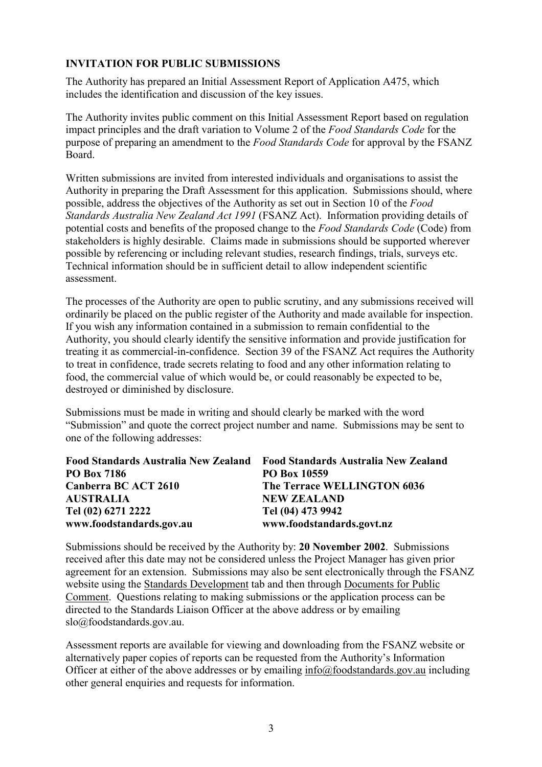## INVITATION FOR PUBLIC SUBMISSIONS

The Authority has prepared an Initial Assessment Report of Application A475, which includes the identification and discussion of the key issues.

The Authority invites public comment on this Initial Assessment Report based on regulation impact principles and the draft variation to Volume 2 of the *Food Standards Code* for the purpose of preparing an amendment to the *Food Standards Code* for approval by the FSANZ Board.

Written submissions are invited from interested individuals and organisations to assist the Authority in preparing the Draft Assessment for this application. Submissions should, where possible, address the objectives of the Authority as set out in Section 10 of the *Food Standards Australia New Zealand Act 1991* (FSANZ Act). Information providing details of potential costs and benefits of the proposed change to the *Food Standards Code* (Code) from stakeholders is highly desirable. Claims made in submissions should be supported wherever possible by referencing or including relevant studies, research findings, trials, surveys etc. Technical information should be in sufficient detail to allow independent scientific assessment.

The processes of the Authority are open to public scrutiny, and any submissions received will ordinarily be placed on the public register of the Authority and made available for inspection. If you wish any information contained in a submission to remain confidential to the Authority, you should clearly identify the sensitive information and provide justification for treating it as commercial-in-confidence. Section 39 of the FSANZ Act requires the Authority to treat in confidence, trade secrets relating to food and any other information relating to food, the commercial value of which would be, or could reasonably be expected to be, destroyed or diminished by disclosure.

Submissions must be made in writing and should clearly be marked with the word "Submission" and quote the correct project number and name. Submissions may be sent to one of the following addresses:

**Food Standards Australia New Zealand**
**PO Box 7186**
**Canberra BC ACT 2610**
**AUSTRALIA**
**Tel (02) 6271 2222**
**www.foodstandards.gov.au**

**Food Standards Australia New Zealand**
**PO Box 10559**
**The Terrace WELLINGTON 6036**
**NEW ZEALAND**
**Tel (04) 473 9942**
**www.foodstandards.govt.nz**

Submissions should be received by the Authority by: **20 November 2002**. Submissions received after this date may not be considered unless the Project Manager has given prior agreement for an extension. Submissions may also be sent electronically through the FSANZ website using the Standards Development tab and then through Documents for Public Comment. Questions relating to making submissions or the application process can be directed to the Standards Liaison Officer at the above address or by emailing slo@foodstandards.gov.au.

Assessment reports are available for viewing and downloading from the FSANZ website or alternatively paper copies of reports can be requested from the Authority's Information Officer at either of the above addresses or by emailing info@foodstandards.gov.au including other general enquiries and requests for information.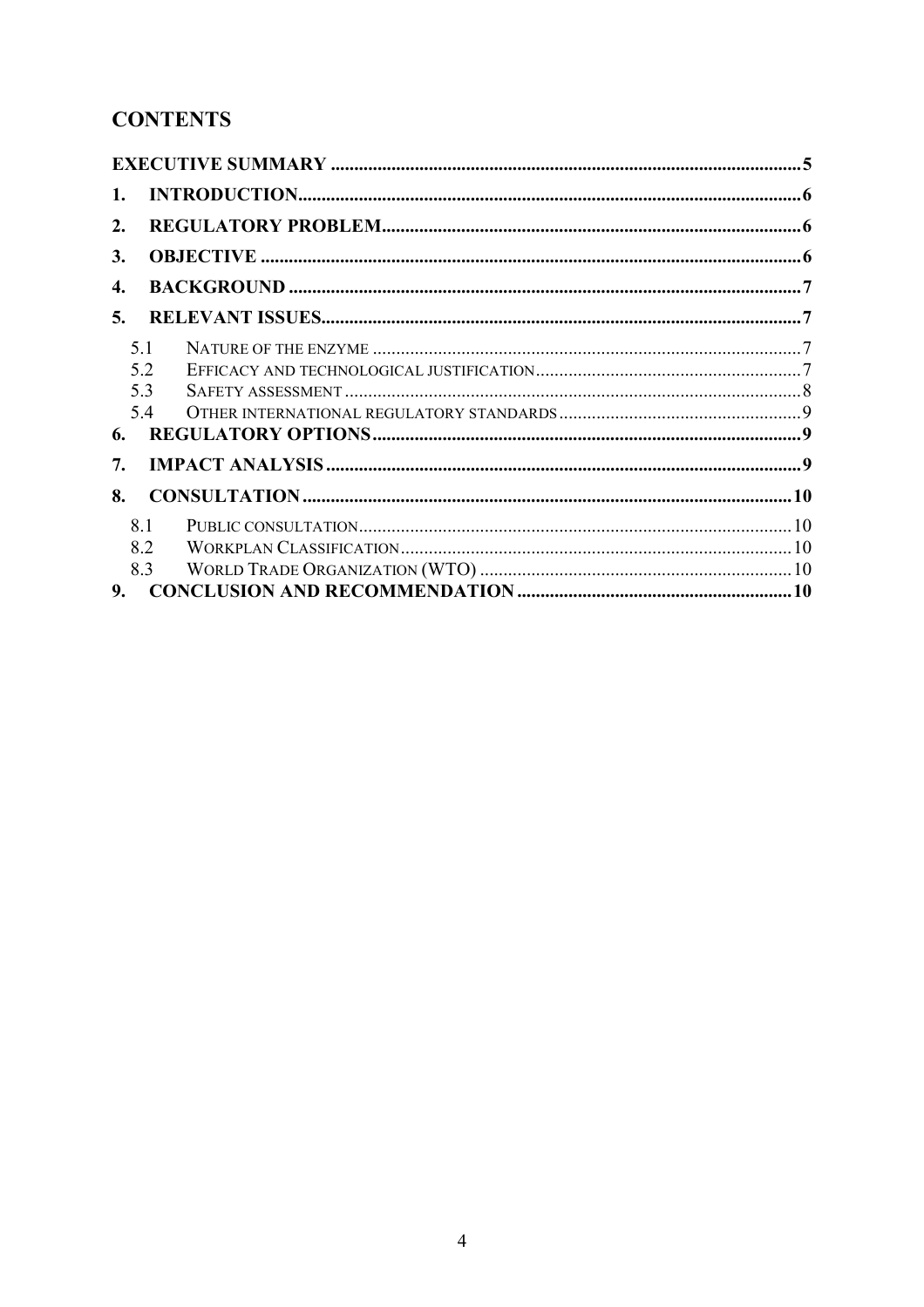## CONTENTS

**EXECUTIVE SUMMARY** .......... 5

**1. INTRODUCTION** .......... 6

**2. REGULATORY PROBLEM** .......... 6

**3. OBJECTIVE** .......... 6

**4. BACKGROUND** .......... 7

**5. RELEVANT ISSUES** .......... 7

- 5.1 NATURE OF THE ENZYME .......... 7
- 5.2 EFFICACY AND TECHNOLOGICAL JUSTIFICATION .......... 7
- 5.3 SAFETY ASSESSMENT .......... 8
- 5.4 OTHER INTERNATIONAL REGULATORY STANDARDS .......... 9

**6. REGULATORY OPTIONS** .......... 9

**7. IMPACT ANALYSIS** .......... 9

**8. CONSULTATION** .......... 10

- 8.1 PUBLIC CONSULTATION .......... 10
- 8.2 WORKPLAN CLASSIFICATION .......... 10
- 8.3 WORLD TRADE ORGANIZATION (WTO) .......... 10

**9. CONCLUSION AND RECOMMENDATION** .......... 10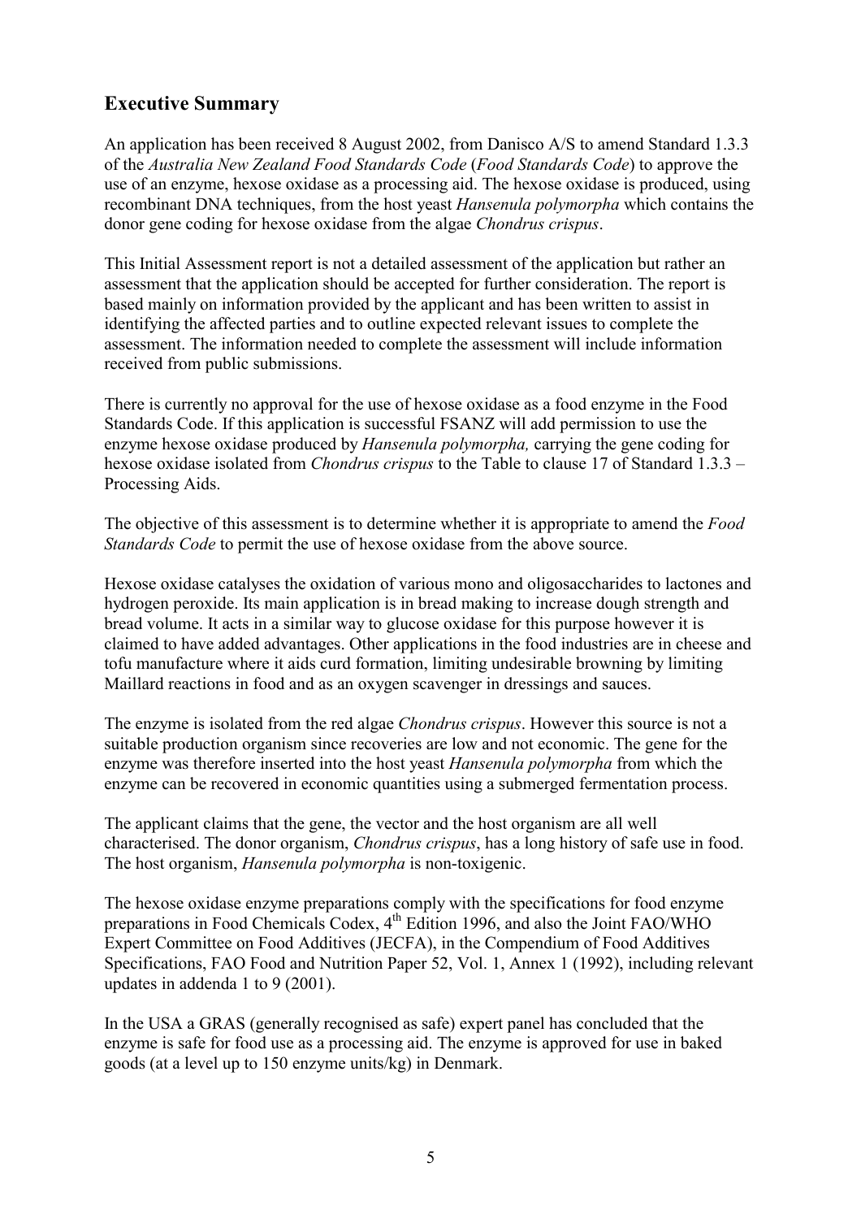## Executive Summary

An application has been received 8 August 2002, from Danisco A/S to amend Standard 1.3.3 of the *Australia New Zealand Food Standards Code* (*Food Standards Code*) to approve the use of an enzyme, hexose oxidase as a processing aid. The hexose oxidase is produced, using recombinant DNA techniques, from the host yeast *Hansenula polymorpha* which contains the donor gene coding for hexose oxidase from the algae *Chondrus crispus*.

This Initial Assessment report is not a detailed assessment of the application but rather an assessment that the application should be accepted for further consideration. The report is based mainly on information provided by the applicant and has been written to assist in identifying the affected parties and to outline expected relevant issues to complete the assessment. The information needed to complete the assessment will include information received from public submissions.

There is currently no approval for the use of hexose oxidase as a food enzyme in the Food Standards Code. If this application is successful FSANZ will add permission to use the enzyme hexose oxidase produced by *Hansenula polymorpha,* carrying the gene coding for hexose oxidase isolated from *Chondrus crispus* to the Table to clause 17 of Standard 1.3.3 – Processing Aids.

The objective of this assessment is to determine whether it is appropriate to amend the *Food Standards Code* to permit the use of hexose oxidase from the above source.

Hexose oxidase catalyses the oxidation of various mono and oligosaccharides to lactones and hydrogen peroxide. Its main application is in bread making to increase dough strength and bread volume. It acts in a similar way to glucose oxidase for this purpose however it is claimed to have added advantages. Other applications in the food industries are in cheese and tofu manufacture where it aids curd formation, limiting undesirable browning by limiting Maillard reactions in food and as an oxygen scavenger in dressings and sauces.

The enzyme is isolated from the red algae *Chondrus crispus*. However this source is not a suitable production organism since recoveries are low and not economic. The gene for the enzyme was therefore inserted into the host yeast *Hansenula polymorpha* from which the enzyme can be recovered in economic quantities using a submerged fermentation process.

The applicant claims that the gene, the vector and the host organism are all well characterised. The donor organism, *Chondrus crispus*, has a long history of safe use in food. The host organism, *Hansenula polymorpha* is non-toxigenic.

The hexose oxidase enzyme preparations comply with the specifications for food enzyme preparations in Food Chemicals Codex, 4th Edition 1996, and also the Joint FAO/WHO Expert Committee on Food Additives (JECFA), in the Compendium of Food Additives Specifications, FAO Food and Nutrition Paper 52, Vol. 1, Annex 1 (1992), including relevant updates in addenda 1 to 9 (2001).

In the USA a GRAS (generally recognised as safe) expert panel has concluded that the enzyme is safe for food use as a processing aid. The enzyme is approved for use in baked goods (at a level up to 150 enzyme units/kg) in Denmark.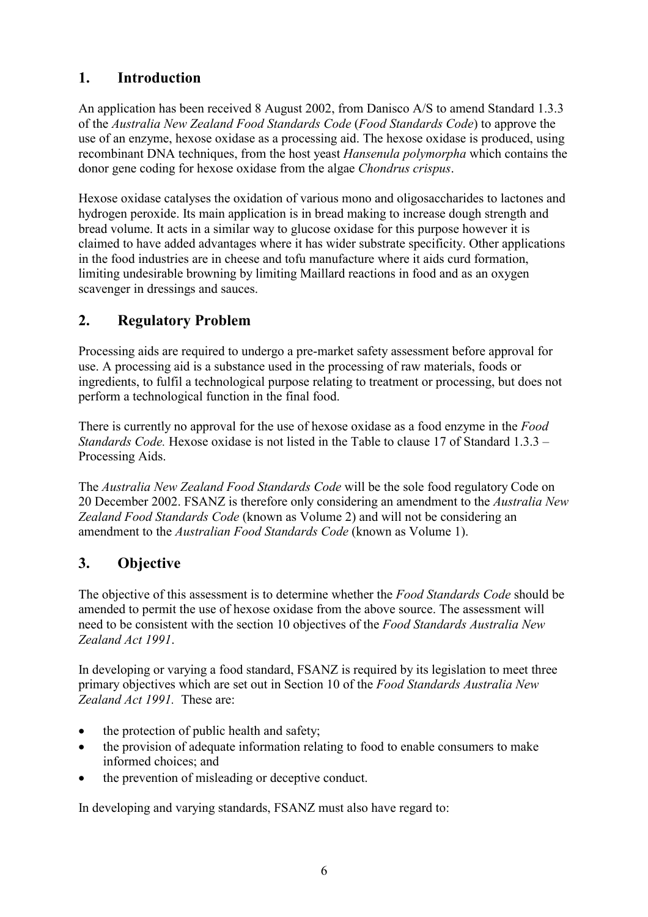## 1. Introduction

An application has been received 8 August 2002, from Danisco A/S to amend Standard 1.3.3 of the *Australia New Zealand Food Standards Code* (*Food Standards Code*) to approve the use of an enzyme, hexose oxidase as a processing aid. The hexose oxidase is produced, using recombinant DNA techniques, from the host yeast *Hansenula polymorpha* which contains the donor gene coding for hexose oxidase from the algae *Chondrus crispus*.

Hexose oxidase catalyses the oxidation of various mono and oligosaccharides to lactones and hydrogen peroxide. Its main application is in bread making to increase dough strength and bread volume. It acts in a similar way to glucose oxidase for this purpose however it is claimed to have added advantages where it has wider substrate specificity. Other applications in the food industries are in cheese and tofu manufacture where it aids curd formation, limiting undesirable browning by limiting Maillard reactions in food and as an oxygen scavenger in dressings and sauces.

## 2. Regulatory Problem

Processing aids are required to undergo a pre-market safety assessment before approval for use. A processing aid is a substance used in the processing of raw materials, foods or ingredients, to fulfil a technological purpose relating to treatment or processing, but does not perform a technological function in the final food.

There is currently no approval for the use of hexose oxidase as a food enzyme in the *Food Standards Code.* Hexose oxidase is not listed in the Table to clause 17 of Standard 1.3.3 – Processing Aids.

The *Australia New Zealand Food Standards Code* will be the sole food regulatory Code on 20 December 2002. FSANZ is therefore only considering an amendment to the *Australia New Zealand Food Standards Code* (known as Volume 2) and will not be considering an amendment to the *Australian Food Standards Code* (known as Volume 1).

## 3. Objective

The objective of this assessment is to determine whether the *Food Standards Code* should be amended to permit the use of hexose oxidase from the above source. The assessment will need to be consistent with the section 10 objectives of the *Food Standards Australia New Zealand Act 1991*.

In developing or varying a food standard, FSANZ is required by its legislation to meet three primary objectives which are set out in Section 10 of the *Food Standards Australia New Zealand Act 1991.* These are:

- the protection of public health and safety;
- the provision of adequate information relating to food to enable consumers to make informed choices; and
- the prevention of misleading or deceptive conduct.

In developing and varying standards, FSANZ must also have regard to: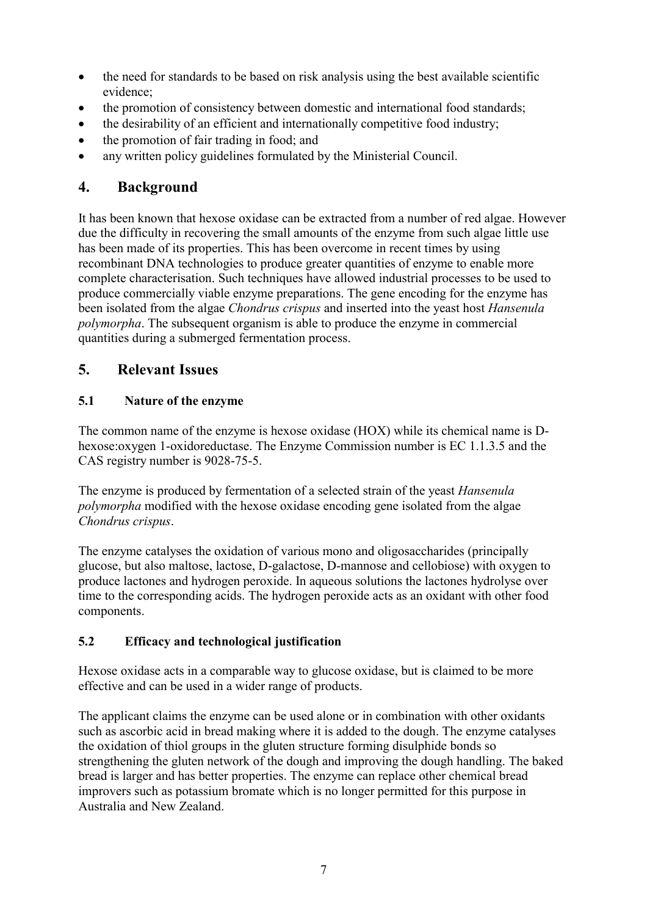- the need for standards to be based on risk analysis using the best available scientific evidence;
- the promotion of consistency between domestic and international food standards;
- the desirability of an efficient and internationally competitive food industry;
- the promotion of fair trading in food; and
- any written policy guidelines formulated by the Ministerial Council.

## 4. Background

It has been known that hexose oxidase can be extracted from a number of red algae. However due the difficulty in recovering the small amounts of the enzyme from such algae little use has been made of its properties. This has been overcome in recent times by using recombinant DNA technologies to produce greater quantities of enzyme to enable more complete characterisation. Such techniques have allowed industrial processes to be used to produce commercially viable enzyme preparations. The gene encoding for the enzyme has been isolated from the algae *Chondrus crispus* and inserted into the yeast host *Hansenula polymorpha*. The subsequent organism is able to produce the enzyme in commercial quantities during a submerged fermentation process.

## 5. Relevant Issues

### 5.1 Nature of the enzyme

The common name of the enzyme is hexose oxidase (HOX) while its chemical name is D-hexose:oxygen 1-oxidoreductase. The Enzyme Commission number is EC 1.1.3.5 and the CAS registry number is 9028-75-5.

The enzyme is produced by fermentation of a selected strain of the yeast *Hansenula polymorpha* modified with the hexose oxidase encoding gene isolated from the algae *Chondrus crispus*.

The enzyme catalyses the oxidation of various mono and oligosaccharides (principally glucose, but also maltose, lactose, D-galactose, D-mannose and cellobiose) with oxygen to produce lactones and hydrogen peroxide. In aqueous solutions the lactones hydrolyse over time to the corresponding acids. The hydrogen peroxide acts as an oxidant with other food components.

### 5.2 Efficacy and technological justification

Hexose oxidase acts in a comparable way to glucose oxidase, but is claimed to be more effective and can be used in a wider range of products.

The applicant claims the enzyme can be used alone or in combination with other oxidants such as ascorbic acid in bread making where it is added to the dough. The enzyme catalyses the oxidation of thiol groups in the gluten structure forming disulphide bonds so strengthening the gluten network of the dough and improving the dough handling. The baked bread is larger and has better properties. The enzyme can replace other chemical bread improvers such as potassium bromate which is no longer permitted for this purpose in Australia and New Zealand.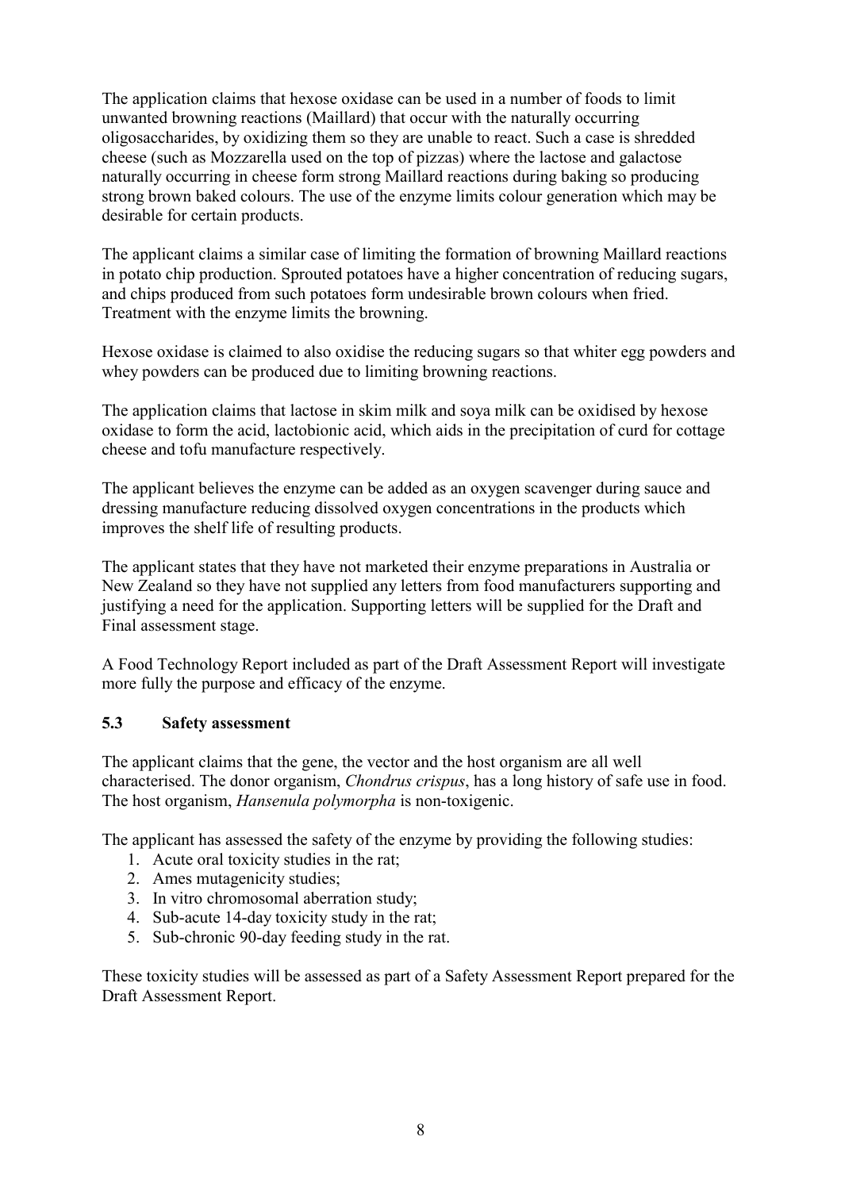The application claims that hexose oxidase can be used in a number of foods to limit unwanted browning reactions (Maillard) that occur with the naturally occurring oligosaccharides, by oxidizing them so they are unable to react. Such a case is shredded cheese (such as Mozzarella used on the top of pizzas) where the lactose and galactose naturally occurring in cheese form strong Maillard reactions during baking so producing strong brown baked colours. The use of the enzyme limits colour generation which may be desirable for certain products.

The applicant claims a similar case of limiting the formation of browning Maillard reactions in potato chip production. Sprouted potatoes have a higher concentration of reducing sugars, and chips produced from such potatoes form undesirable brown colours when fried. Treatment with the enzyme limits the browning.

Hexose oxidase is claimed to also oxidise the reducing sugars so that whiter egg powders and whey powders can be produced due to limiting browning reactions.

The application claims that lactose in skim milk and soya milk can be oxidised by hexose oxidase to form the acid, lactobionic acid, which aids in the precipitation of curd for cottage cheese and tofu manufacture respectively.

The applicant believes the enzyme can be added as an oxygen scavenger during sauce and dressing manufacture reducing dissolved oxygen concentrations in the products which improves the shelf life of resulting products.

The applicant states that they have not marketed their enzyme preparations in Australia or New Zealand so they have not supplied any letters from food manufacturers supporting and justifying a need for the application. Supporting letters will be supplied for the Draft and Final assessment stage.

A Food Technology Report included as part of the Draft Assessment Report will investigate more fully the purpose and efficacy of the enzyme.

### 5.3 Safety assessment

The applicant claims that the gene, the vector and the host organism are all well characterised. The donor organism, *Chondrus crispus*, has a long history of safe use in food. The host organism, *Hansenula polymorpha* is non-toxigenic.

The applicant has assessed the safety of the enzyme by providing the following studies:

1. Acute oral toxicity studies in the rat;
2. Ames mutagenicity studies;
3. In vitro chromosomal aberration study;
4. Sub-acute 14-day toxicity study in the rat;
5. Sub-chronic 90-day feeding study in the rat.

These toxicity studies will be assessed as part of a Safety Assessment Report prepared for the Draft Assessment Report.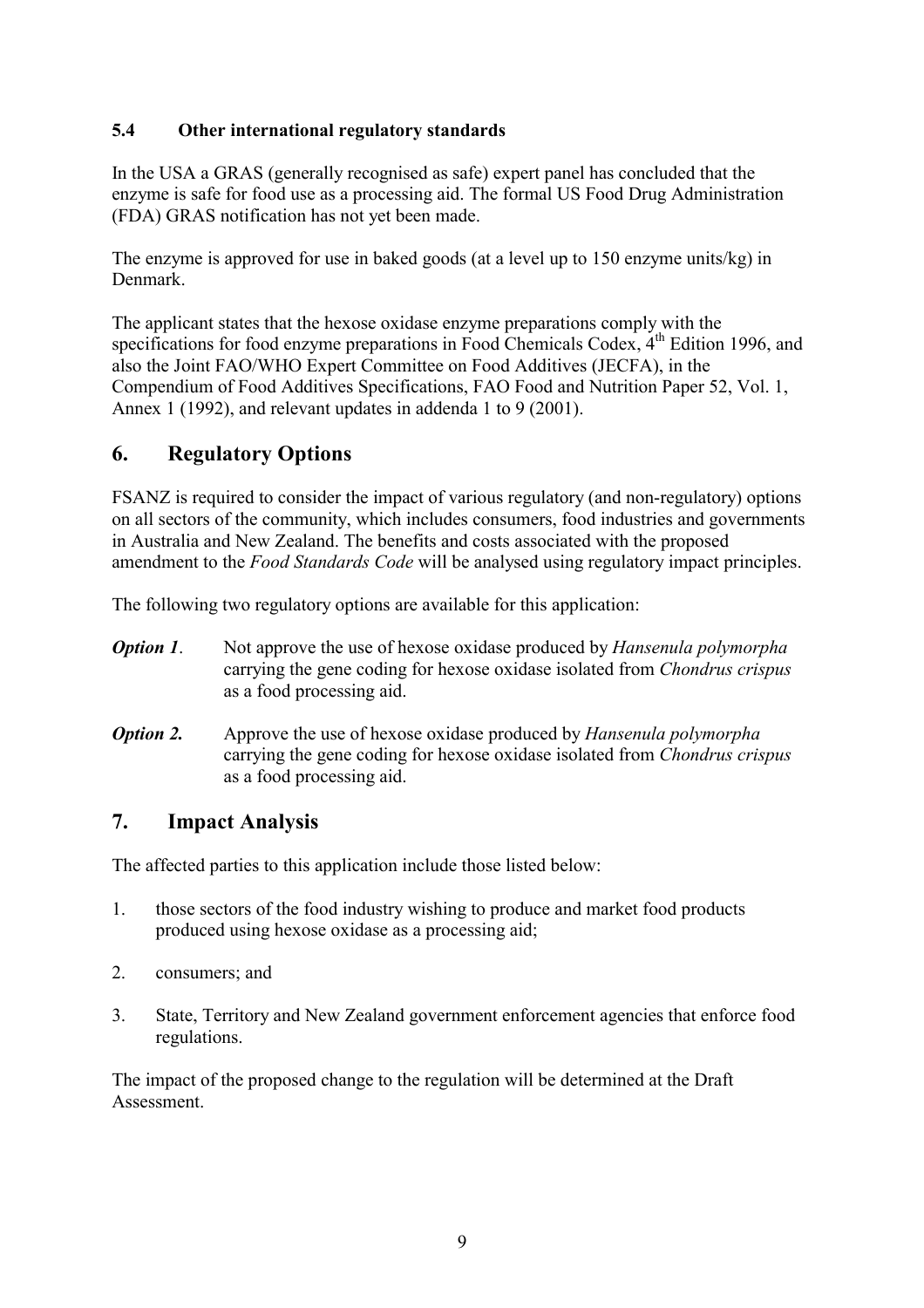### 5.4 Other international regulatory standards

In the USA a GRAS (generally recognised as safe) expert panel has concluded that the enzyme is safe for food use as a processing aid. The formal US Food Drug Administration (FDA) GRAS notification has not yet been made.

The enzyme is approved for use in baked goods (at a level up to 150 enzyme units/kg) in Denmark.

The applicant states that the hexose oxidase enzyme preparations comply with the specifications for food enzyme preparations in Food Chemicals Codex, 4th Edition 1996, and also the Joint FAO/WHO Expert Committee on Food Additives (JECFA), in the Compendium of Food Additives Specifications, FAO Food and Nutrition Paper 52, Vol. 1, Annex 1 (1992), and relevant updates in addenda 1 to 9 (2001).

## 6. Regulatory Options

FSANZ is required to consider the impact of various regulatory (and non-regulatory) options on all sectors of the community, which includes consumers, food industries and governments in Australia and New Zealand. The benefits and costs associated with the proposed amendment to the *Food Standards Code* will be analysed using regulatory impact principles.

The following two regulatory options are available for this application:

***Option 1*.** Not approve the use of hexose oxidase produced by *Hansenula polymorpha* carrying the gene coding for hexose oxidase isolated from *Chondrus crispus* as a food processing aid.

***Option 2.*** Approve the use of hexose oxidase produced by *Hansenula polymorpha* carrying the gene coding for hexose oxidase isolated from *Chondrus crispus* as a food processing aid.

## 7. Impact Analysis

The affected parties to this application include those listed below:

1. those sectors of the food industry wishing to produce and market food products produced using hexose oxidase as a processing aid;

2. consumers; and

3. State, Territory and New Zealand government enforcement agencies that enforce food regulations.

The impact of the proposed change to the regulation will be determined at the Draft Assessment.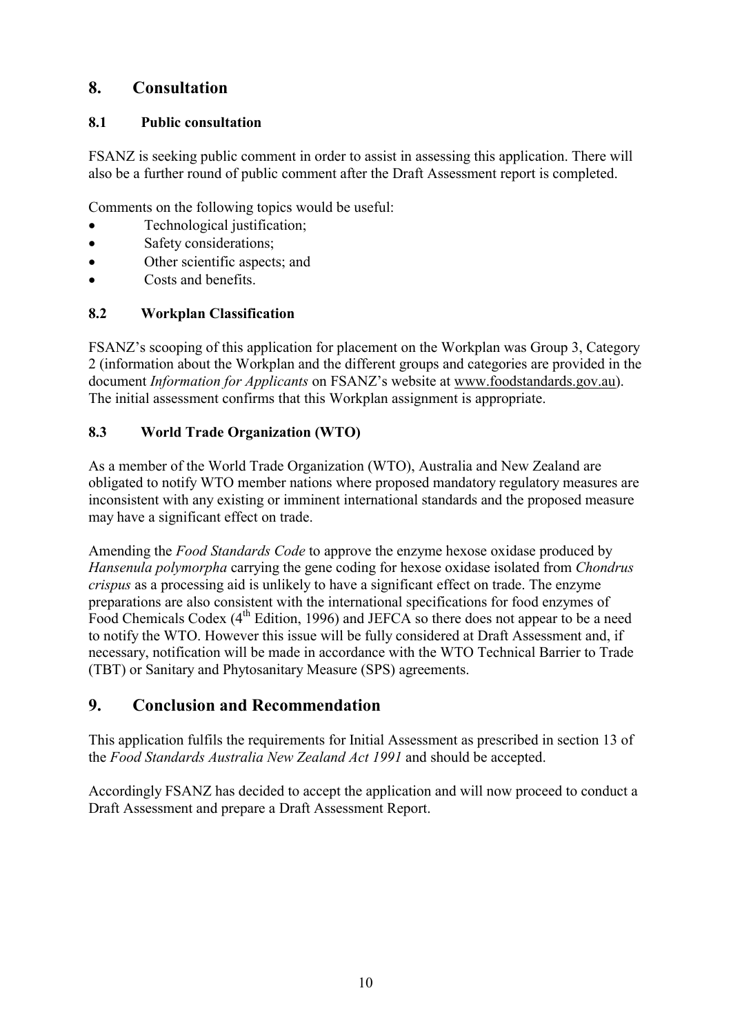## 8. Consultation

### 8.1 Public consultation

FSANZ is seeking public comment in order to assist in assessing this application. There will also be a further round of public comment after the Draft Assessment report is completed.

Comments on the following topics would be useful:

- Technological justification;
- Safety considerations;
- Other scientific aspects; and
- Costs and benefits.

### 8.2 Workplan Classification

FSANZ's scooping of this application for placement on the Workplan was Group 3, Category 2 (information about the Workplan and the different groups and categories are provided in the document *Information for Applicants* on FSANZ's website at www.foodstandards.gov.au). The initial assessment confirms that this Workplan assignment is appropriate.

### 8.3 World Trade Organization (WTO)

As a member of the World Trade Organization (WTO), Australia and New Zealand are obligated to notify WTO member nations where proposed mandatory regulatory measures are inconsistent with any existing or imminent international standards and the proposed measure may have a significant effect on trade.

Amending the *Food Standards Code* to approve the enzyme hexose oxidase produced by *Hansenula polymorpha* carrying the gene coding for hexose oxidase isolated from *Chondrus crispus* as a processing aid is unlikely to have a significant effect on trade. The enzyme preparations are also consistent with the international specifications for food enzymes of Food Chemicals Codex (4th Edition, 1996) and JEFCA so there does not appear to be a need to notify the WTO. However this issue will be fully considered at Draft Assessment and, if necessary, notification will be made in accordance with the WTO Technical Barrier to Trade (TBT) or Sanitary and Phytosanitary Measure (SPS) agreements.

## 9. Conclusion and Recommendation

This application fulfils the requirements for Initial Assessment as prescribed in section 13 of the *Food Standards Australia New Zealand Act 1991* and should be accepted.

Accordingly FSANZ has decided to accept the application and will now proceed to conduct a Draft Assessment and prepare a Draft Assessment Report.